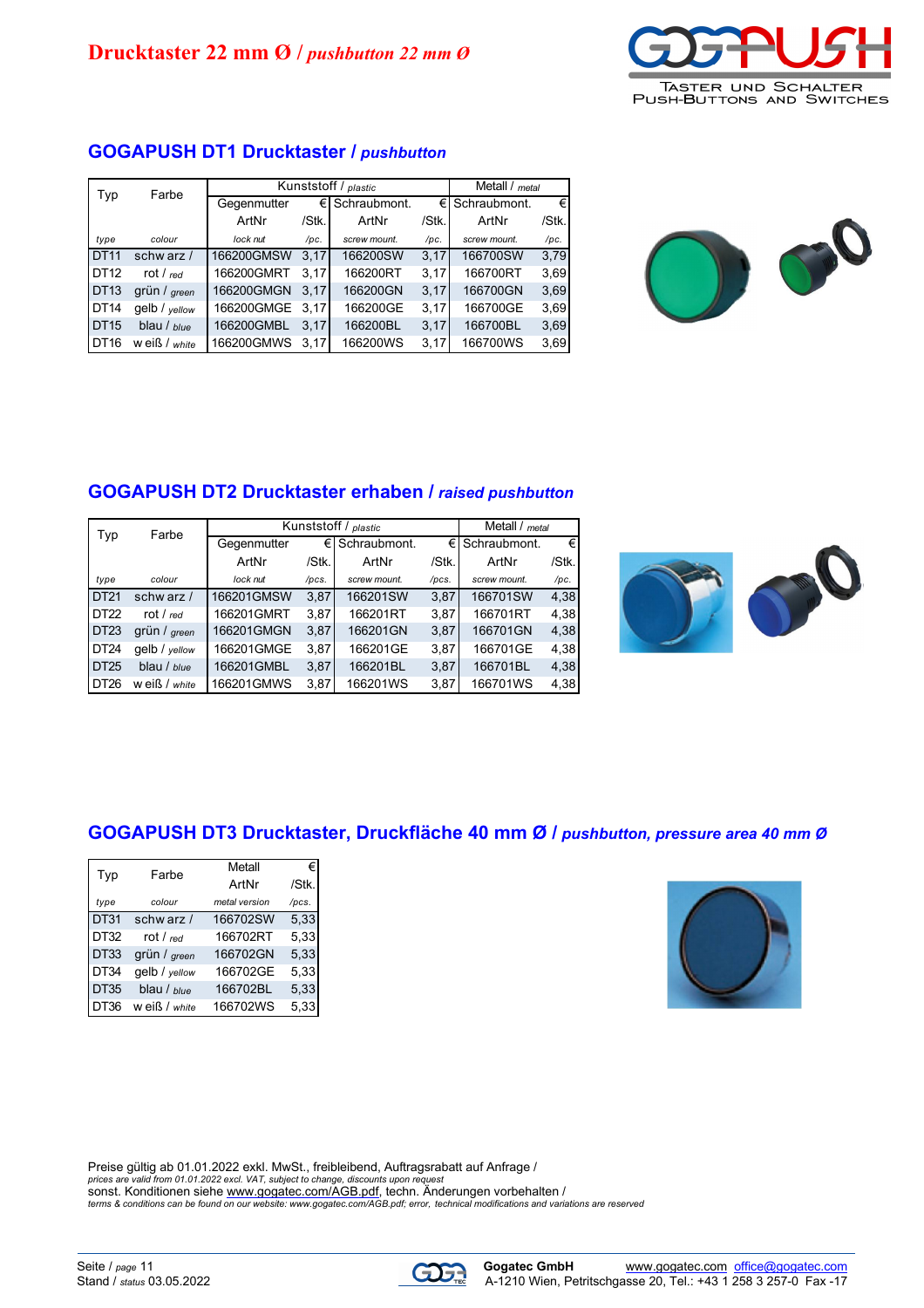# Drucktaster 22 mm Ø / *pushbutton 22 mm Ø*

TASTER UND SCHALTER
PUSH-BUTTONS AND SWITCHES

## GOGAPUSH DT1 Drucktaster / *pushbutton*

| Typ | Farbe | Kunststoff / *plastic* | | | | Metall / *metal* | |
|---|---|---|---|---|---|---|---|
| | | Gegenmutter | € | Schraubmont. | € | Schraubmont. | € |
| | | ArtNr | /Stk. | ArtNr | /Stk. | ArtNr | /Stk. |
| *type* | *colour* | *lock nut* | */pc.* | *screw mount.* | */pc.* | *screw mount.* | */pc.* |
| DT11 | schwarz / | 166200GMSW | 3,17 | 166200SW | 3,17 | 166700SW | 3,79 |
| DT12 | rot / *red* | 166200GMRT | 3,17 | 166200RT | 3,17 | 166700RT | 3,69 |
| DT13 | grün / *green* | 166200GMGN | 3,17 | 166200GN | 3,17 | 166700GN | 3,69 |
| DT14 | gelb / *yellow* | 166200GMGE | 3,17 | 166200GE | 3,17 | 166700GE | 3,69 |
| DT15 | blau / *blue* | 166200GMBL | 3,17 | 166200BL | 3,17 | 166700BL | 3,69 |
| DT16 | weiß / *white* | 166200GMWS | 3,17 | 166200WS | 3,17 | 166700WS | 3,69 |

## GOGAPUSH DT2 Drucktaster erhaben / *raised pushbutton*

| Typ | Farbe | Kunststoff / *plastic* | | | | Metall / *metal* | |
|---|---|---|---|---|---|---|---|
| | | Gegenmutter | € | Schraubmont. | € | Schraubmont. | € |
| | | ArtNr | /Stk. | ArtNr | /Stk. | ArtNr | /Stk. |
| *type* | *colour* | *lock nut* | */pcs.* | *screw mount.* | */pcs.* | *screw mount.* | */pc.* |
| DT21 | schwarz / | 166201GMSW | 3,87 | 166201SW | 3,87 | 166701SW | 4,38 |
| DT22 | rot / *red* | 166201GMRT | 3,87 | 166201RT | 3,87 | 166701RT | 4,38 |
| DT23 | grün / *green* | 166201GMGN | 3,87 | 166201GN | 3,87 | 166701GN | 4,38 |
| DT24 | gelb / *yellow* | 166201GMGE | 3,87 | 166201GE | 3,87 | 166701GE | 4,38 |
| DT25 | blau / *blue* | 166201GMBL | 3,87 | 166201BL | 3,87 | 166701BL | 4,38 |
| DT26 | weiß / *white* | 166201GMWS | 3,87 | 166201WS | 3,87 | 166701WS | 4,38 |

## GOGAPUSH DT3 Drucktaster, Druckfläche 40 mm Ø / *pushbutton, pressure area 40 mm Ø*

| Typ | Farbe | Metall | € |
|---|---|---|---|
| | | ArtNr | /Stk. |
| *type* | *colour* | *metal version* | */pcs.* |
| DT31 | schwarz / | 166702SW | 5,33 |
| DT32 | rot / *red* | 166702RT | 5,33 |
| DT33 | grün / *green* | 166702GN | 5,33 |
| DT34 | gelb / *yellow* | 166702GE | 5,33 |
| DT35 | blau / *blue* | 166702BL | 5,33 |
| DT36 | weiß / *white* | 166702WS | 5,33 |

Preise gültig ab 01.01.2022 exkl. MwSt., freibleibend, Auftragsrabatt auf Anfrage /
*prices are valid from 01.01.2022 excl. VAT, subject to change, discounts upon request*
sonst. Konditionen siehe www.gogatec.com/AGB.pdf, techn. Änderungen vorbehalten /
*terms & conditions can be found on our website: www.gogatec.com/AGB.pdf; error, technical modifications and variations are reserved*

Seite / *page* 11
Stand / *status* 03.05.2022

**Gogatec GmbH** www.gogatec.com office@gogatec.com
A-1210 Wien, Petritschgasse 20, Tel.: +43 1 258 3 257-0 Fax -17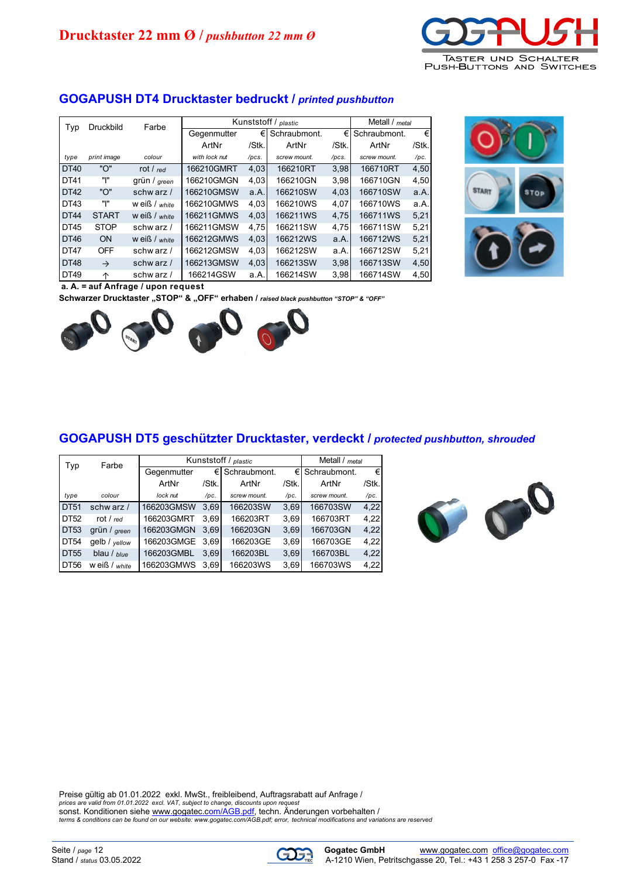# Drucktaster 22 mm Ø / *pushbutton 22 mm Ø*

TASTER UND SCHALTER
PUSH-BUTTONS AND SWITCHES

## GOGAPUSH DT4 Drucktaster bedruckt / *printed pushbutton*

| Typ | Druckbild | Farbe | Kunststoff / *plastic* | | | | Metall / *metal* | |
|---|---|---|---|---|---|---|---|---|
| | | | Gegenmutter ArtNr | € /Stk. | Schraubmont. ArtNr | € /Stk. | Schraubmont. ArtNr | € /Stk. |
| *type* | *print image* | *colour* | *with lock nut* | */pcs.* | *screw mount.* | */pcs.* | *screw mount.* | */pc.* |
| DT40 | "O" | rot / *red* | 166210GMRT | 4,03 | 166210RT | 3,98 | 166710RT | 4,50 |
| DT41 | "I" | grün / *green* | 166210GMGN | 4,03 | 166210GN | 3,98 | 166710GN | 4,50 |
| DT42 | "O" | schwarz / | 166210GMSW | a.A. | 166210SW | 4,03 | 166710SW | a.A. |
| DT43 | "I" | weiß / *white* | 166210GMWS | 4,03 | 166210WS | 4,07 | 166710WS | a.A. |
| DT44 | START | weiß / *white* | 166211GMWS | 4,03 | 166211WS | 4,75 | 166711WS | 5,21 |
| DT45 | STOP | schwarz / | 166211GMSW | 4,75 | 166211SW | 4,75 | 166711SW | 5,21 |
| DT46 | ON | weiß / *white* | 166212GMWS | 4,03 | 166212WS | a.A. | 166712WS | 5,21 |
| DT47 | OFF | schwarz / | 166212GMSW | 4,03 | 166212SW | a.A. | 166712SW | 5,21 |
| DT48 | → | schwarz / | 166213GMSW | 4,03 | 166213SW | 3,98 | 166713SW | 4,50 |
| DT49 | ↑ | schwarz / | 166214GSW | a.A. | 166214SW | 3,98 | 166714SW | 4,50 |

**a. A. = auf Anfrage / upon request**

**Schwarzer Drucktaster „STOP“ & „OFF“ erhaben /** ***raised black pushbutton “STOP” & “OFF”***

## GOGAPUSH DT5 geschützter Drucktaster, verdeckt / *protected pushbutton, shrouded*

| Typ | Farbe | Kunststoff / *plastic* | | | | Metall / *metal* | |
|---|---|---|---|---|---|---|---|
| | | Gegenmutter ArtNr | € /Stk. | Schraubmont. ArtNr | € /Stk. | Schraubmont. ArtNr | € /Stk. |
| *type* | *colour* | *lock nut* | */pc.* | *screw mount.* | */pc.* | *screw mount.* | */pc.* |
| DT51 | schwarz / | 166203GMSW | 3,69 | 166203SW | 3,69 | 166703SW | 4,22 |
| DT52 | rot / *red* | 166203GMRT | 3,69 | 166203RT | 3,69 | 166703RT | 4,22 |
| DT53 | grün / *green* | 166203GMGN | 3,69 | 166203GN | 3,69 | 166703GN | 4,22 |
| DT54 | gelb / *yellow* | 166203GMGE | 3,69 | 166203GE | 3,69 | 166703GE | 4,22 |
| DT55 | blau / *blue* | 166203GMBL | 3,69 | 166203BL | 3,69 | 166703BL | 4,22 |
| DT56 | weiß / *white* | 166203GMWS | 3,69 | 166203WS | 3,69 | 166703WS | 4,22 |

Preise gültig ab 01.01.2022 exkl. MwSt., freibleibend, Auftragsrabatt auf Anfrage /
*prices are valid from 01.01.2022 excl. VAT, subject to change, discounts upon request*
sonst. Konditionen siehe www.gogatec.com/AGB.pdf, techn. Änderungen vorbehalten /
*terms & conditions can be found on our website: www.gogatec.com/AGB.pdf; error, technical modifications and variations are reserved*

Seite / *page* 12
Stand / *status* 03.05.2022

**Gogatec GmbH** www.gogatec.com office@gogatec.com
A-1210 Wien, Petritschgasse 20, Tel.: +43 1 258 3 257-0 Fax -17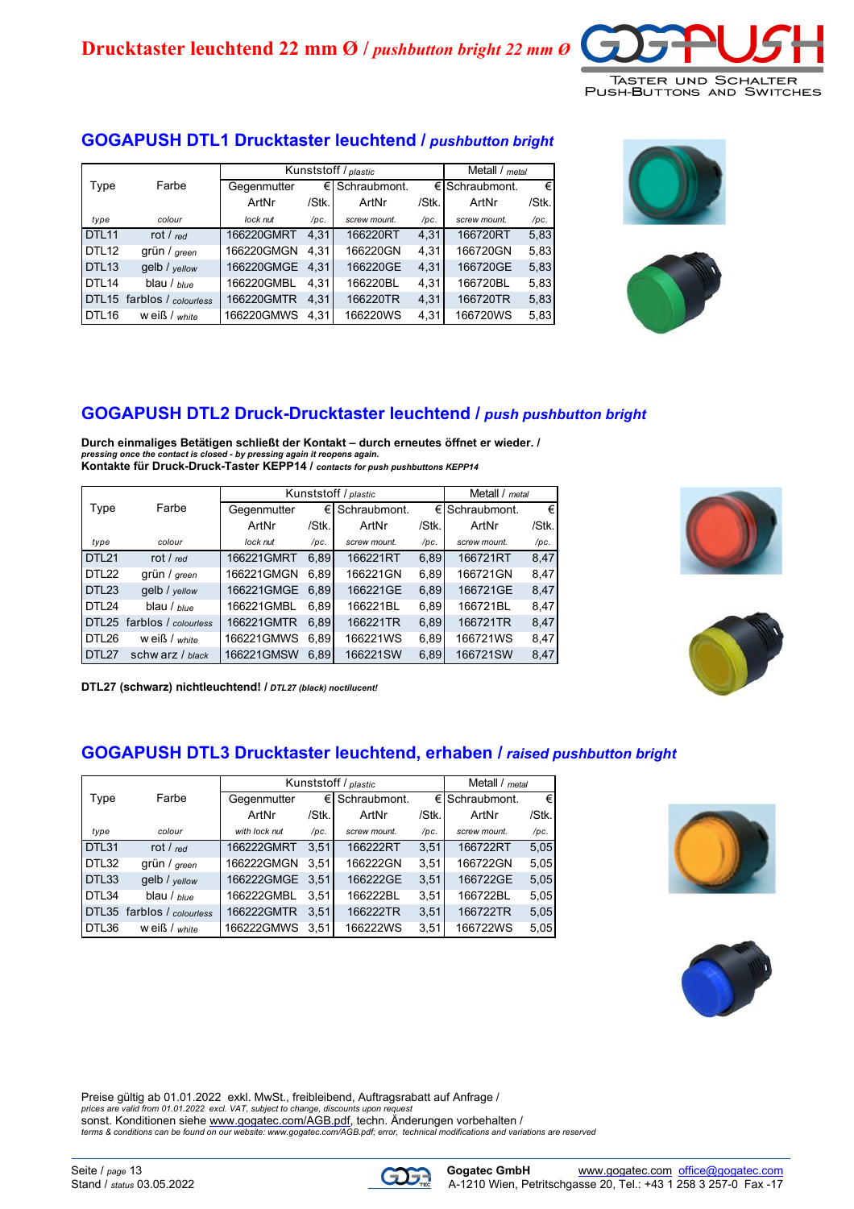# Drucktaster leuchtend 22 mm Ø / *pushbutton bright 22 mm Ø*

TASTER UND SCHALTER
PUSH-BUTTONS AND SWITCHES

## GOGAPUSH DTL1 Drucktaster leuchtend / *pushbutton bright*

| Type | Farbe | Kunststoff / *plastic* | | | | Metall / *metal* | |
|---|---|---|---|---|---|---|---|
| | | Gegenmutter | € | Schraubmont. | € | Schraubmont. | € |
| | | ArtNr | /Stk. | ArtNr | /Stk. | ArtNr | /Stk. |
| *type* | *colour* | *lock nut* | */pc.* | *screw mount.* | */pc.* | *screw mount.* | */pc.* |
| DTL11 | rot / *red* | 166220GMRT | 4,31 | 166220RT | 4,31 | 166720RT | 5,83 |
| DTL12 | grün / *green* | 166220GMGN | 4,31 | 166220GN | 4,31 | 166720GN | 5,83 |
| DTL13 | gelb / *yellow* | 166220GMGE | 4,31 | 166220GE | 4,31 | 166720GE | 5,83 |
| DTL14 | blau / *blue* | 166220GMBL | 4,31 | 166220BL | 4,31 | 166720BL | 5,83 |
| DTL15 | farblos / *colourless* | 166220GMTR | 4,31 | 166220TR | 4,31 | 166720TR | 5,83 |
| DTL16 | weiß / *white* | 166220GMWS | 4,31 | 166220WS | 4,31 | 166720WS | 5,83 |

## GOGAPUSH DTL2 Druck-Drucktaster leuchtend / *push pushbutton bright*

**Durch einmaliges Betätigen schließt der Kontakt – durch erneutes öffnet er wieder. /**
***pressing once the contact is closed - by pressing again it reopens again.***
**Kontakte für Druck-Druck-Taster KEPP14 /** ***contacts for push pushbuttons KEPP14***

| Type | Farbe | Kunststoff / *plastic* | | | | Metall / *metal* | |
|---|---|---|---|---|---|---|---|
| | | Gegenmutter | € | Schraubmont. | € | Schraubmont. | € |
| | | ArtNr | /Stk. | ArtNr | /Stk. | ArtNr | /Stk. |
| *type* | *colour* | *lock nut* | */pc.* | *screw mount.* | */pc.* | *screw mount.* | */pc.* |
| DTL21 | rot / *red* | 166221GMRT | 6,89 | 166221RT | 6,89 | 166721RT | 8,47 |
| DTL22 | grün / *green* | 166221GMGN | 6,89 | 166221GN | 6,89 | 166721GN | 8,47 |
| DTL23 | gelb / *yellow* | 166221GMGE | 6,89 | 166221GE | 6,89 | 166721GE | 8,47 |
| DTL24 | blau / *blue* | 166221GMBL | 6,89 | 166221BL | 6,89 | 166721BL | 8,47 |
| DTL25 | farblos / *colourless* | 166221GMTR | 6,89 | 166221TR | 6,89 | 166721TR | 8,47 |
| DTL26 | weiß / *white* | 166221GMWS | 6,89 | 166221WS | 6,89 | 166721WS | 8,47 |
| DTL27 | schwarz / *black* | 166221GMSW | 6,89 | 166221SW | 6,89 | 166721SW | 8,47 |

**DTL27 (schwarz) nichtleuchtend! /** ***DTL27 (black) noctilucent!***

## GOGAPUSH DTL3 Drucktaster leuchtend, erhaben / *raised pushbutton bright*

| Type | Farbe | Kunststoff / *plastic* | | | | Metall / *metal* | |
|---|---|---|---|---|---|---|---|
| | | Gegenmutter | € | Schraubmont. | € | Schraubmont. | € |
| | | ArtNr | /Stk. | ArtNr | /Stk. | ArtNr | /Stk. |
| *type* | *colour* | *with lock nut* | */pc.* | *screw mount.* | */pc.* | *screw mount.* | */pc.* |
| DTL31 | rot / *red* | 166222GMRT | 3,51 | 166222RT | 3,51 | 166722RT | 5,05 |
| DTL32 | grün / *green* | 166222GMGN | 3,51 | 166222GN | 3,51 | 166722GN | 5,05 |
| DTL33 | gelb / *yellow* | 166222GMGE | 3,51 | 166222GE | 3,51 | 166722GE | 5,05 |
| DTL34 | blau / *blue* | 166222GMBL | 3,51 | 166222BL | 3,51 | 166722BL | 5,05 |
| DTL35 | farblos / *colourless* | 166222GMTR | 3,51 | 166222TR | 3,51 | 166722TR | 5,05 |
| DTL36 | weiß / *white* | 166222GMWS | 3,51 | 166222WS | 3,51 | 166722WS | 5,05 |

Preise gültig ab 01.01.2022 exkl. MwSt., freibleibend, Auftragsrabatt auf Anfrage /
*prices are valid from 01.01.2022 excl. VAT, subject to change, discounts upon request*
sonst. Konditionen siehe www.gogatec.com/AGB.pdf, techn. Änderungen vorbehalten /
*terms & conditions can be found on our website: www.gogatec.com/AGB.pdf; error, technical modifications and variations are reserved*

Seite / *page* 13
Stand / *status* 03.05.2022

**Gogatec GmbH** www.gogatec.com office@gogatec.com
A-1210 Wien, Petritschgasse 20, Tel.: +43 1 258 3 257-0 Fax -17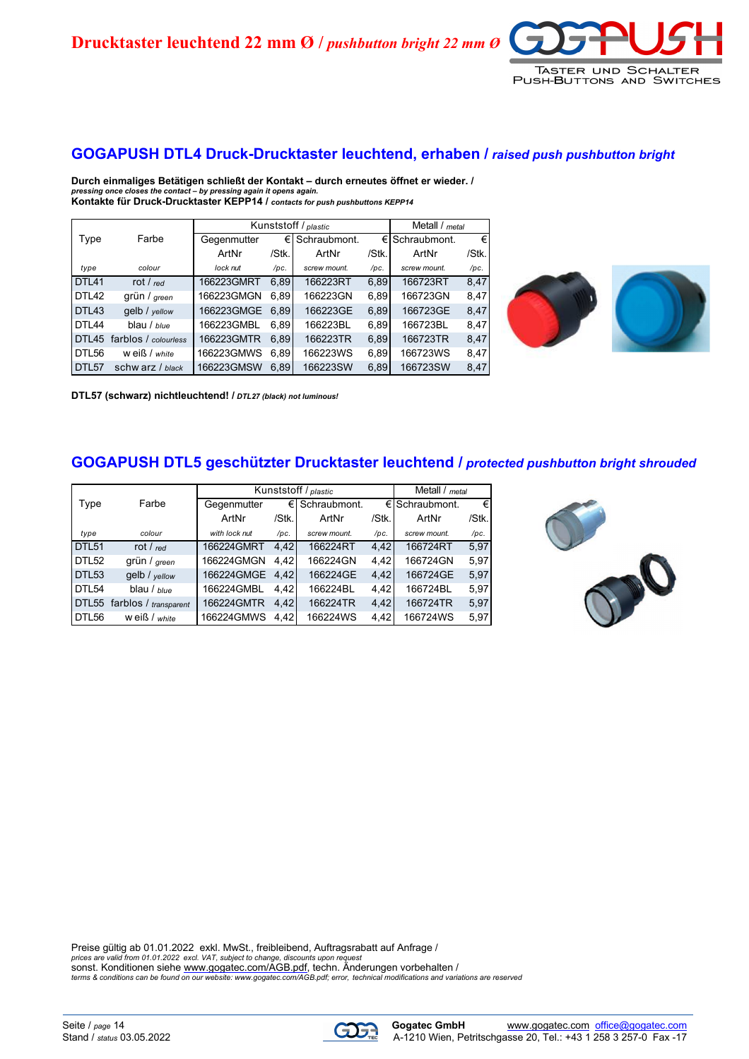# Drucktaster leuchtend 22 mm Ø / *pushbutton bright 22 mm Ø*

## GOGAPUSH DTL4 Druck-Drucktaster leuchtend, erhaben / *raised push pushbutton bright*

**Durch einmaliges Betätigen schließt der Kontakt – durch erneutes öffnet er wieder. /**
***pressing once closes the contact – by pressing again it opens again.***
**Kontakte für Druck-Drucktaster KEPP14 /** ***contacts for push pushbuttons KEPP14***

| Type | Farbe | Kunststoff / *plastic* | | | | Metall / *metal* | |
|---|---|---|---|---|---|---|---|
| | | Gegenmutter | € | Schraubmont. | € | Schraubmont. | € |
| | | ArtNr | /Stk. | ArtNr | /Stk. | ArtNr | /Stk. |
| *type* | *colour* | *lock nut* | */pc.* | *screw mount.* | */pc.* | *screw mount.* | */pc.* |
| DTL41 | rot / *red* | 166223GMRT | 6,89 | 166223RT | 6,89 | 166723RT | 8,47 |
| DTL42 | grün / *green* | 166223GMGN | 6,89 | 166223GN | 6,89 | 166723GN | 8,47 |
| DTL43 | gelb / *yellow* | 166223GMGE | 6,89 | 166223GE | 6,89 | 166723GE | 8,47 |
| DTL44 | blau / *blue* | 166223GMBL | 6,89 | 166223BL | 6,89 | 166723BL | 8,47 |
| DTL45 | farblos / *colourless* | 166223GMTR | 6,89 | 166223TR | 6,89 | 166723TR | 8,47 |
| DTL56 | weiß / *white* | 166223GMWS | 6,89 | 166223WS | 6,89 | 166723WS | 8,47 |
| DTL57 | schwarz / *black* | 166223GMSW | 6,89 | 166223SW | 6,89 | 166723SW | 8,47 |

**DTL57 (schwarz) nichtleuchtend! /** ***DTL27 (black) not luminous!***

## GOGAPUSH DTL5 geschützter Drucktaster leuchtend / *protected pushbutton bright shrouded*

| Type | Farbe | Kunststoff / *plastic* | | | | Metall / *metal* | |
|---|---|---|---|---|---|---|---|
| | | Gegenmutter | € | Schraubmont. | € | Schraubmont. | € |
| | | ArtNr | /Stk. | ArtNr | /Stk. | ArtNr | /Stk. |
| *type* | *colour* | *with lock nut* | */pc.* | *screw mount.* | */pc.* | *screw mount.* | */pc.* |
| DTL51 | rot / *red* | 166224GMRT | 4,42 | 166224RT | 4,42 | 166724RT | 5,97 |
| DTL52 | grün / *green* | 166224GMGN | 4,42 | 166224GN | 4,42 | 166724GN | 5,97 |
| DTL53 | gelb / *yellow* | 166224GMGE | 4,42 | 166224GE | 4,42 | 166724GE | 5,97 |
| DTL54 | blau / *blue* | 166224GMBL | 4,42 | 166224BL | 4,42 | 166724BL | 5,97 |
| DTL55 | farblos / *transparent* | 166224GMTR | 4,42 | 166224TR | 4,42 | 166724TR | 5,97 |
| DTL56 | weiß / *white* | 166224GMWS | 4,42 | 166224WS | 4,42 | 166724WS | 5,97 |

Preise gültig ab 01.01.2022 exkl. MwSt., freibleibend, Auftragsrabatt auf Anfrage /
*prices are valid from 01.01.2022 excl. VAT, subject to change, discounts upon request*
sonst. Konditionen siehe www.gogatec.com/AGB.pdf, techn. Änderungen vorbehalten /
*terms & conditions can be found on our website: www.gogatec.com/AGB.pdf; error, technical modifications and variations are reserved*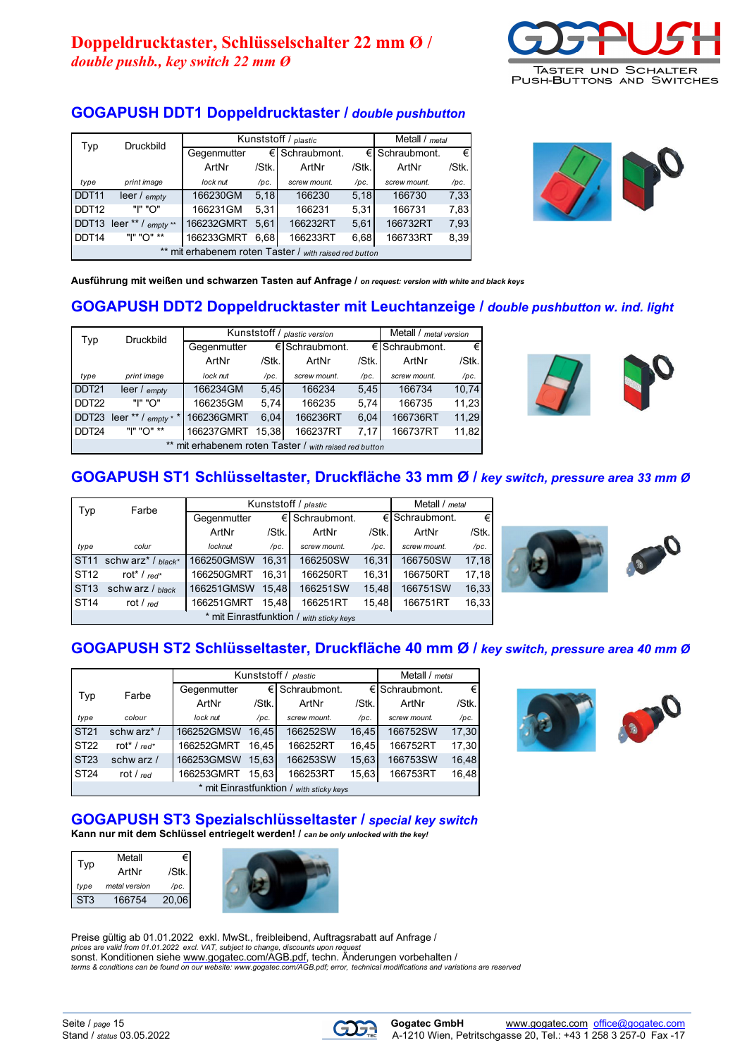# Doppeldrucktaster, Schlüsselschalter 22 mm Ø / *double pushb., key switch 22 mm Ø*

GOGAPUSH
TASTER UND SCHALTER
PUSH-BUTTONS AND SWITCHES

## GOGAPUSH DDT1 Doppeldrucktaster / *double pushbutton*

| Typ | Druckbild | Kunststoff / *plastic* | | | | Metall / *metal* | |
|---|---|---|---|---|---|---|---|
| | | Gegenmutter ArtNr | € /Stk. | Schraubmont. ArtNr | € /Stk. | Schraubmont. ArtNr | € /Stk. |
| *type* | *print image* | *lock nut* | */pc.* | *screw mount.* | */pc.* | *screw mount.* | */pc.* |
| DDT11 | leer / *empty* | 166230GM | 5,18 | 166230 | 5,18 | 166730 | 7,33 |
| DDT12 | "I" "O" | 166231GM | 5,31 | 166231 | 5,31 | 166731 | 7,83 |
| DDT13 | leer ** / *empty* ** | 166232GMRT | 5,61 | 166232RT | 5,61 | 166732RT | 7,93 |
| DDT14 | "I" "O" ** | 166233GMRT | 6,68 | 166233RT | 6,68 | 166733RT | 8,39 |

** mit erhabenem roten Taster / *with raised red button*

**Ausführung mit weißen und schwarzen Tasten auf Anfrage /** ***on request: version with white and black keys***

## GOGAPUSH DDT2 Doppeldrucktaster mit Leuchtanzeige / *double pushbutton w. ind. light*

| Typ | Druckbild | Kunststoff / *plastic version* | | | | Metall / *metal version* | |
|---|---|---|---|---|---|---|---|
| | | Gegenmutter ArtNr | € /Stk. | Schraubmont. ArtNr | € /Stk. | Schraubmont. ArtNr | € /Stk. |
| *type* | *print image* | *lock nut* | */pc.* | *screw mount.* | */pc.* | *screw mount.* | */pc.* |
| DDT21 | leer / *empty* | 166234GM | 5,45 | 166234 | 5,45 | 166734 | 10,74 |
| DDT22 | "I" "O" | 166235GM | 5,74 | 166235 | 5,74 | 166735 | 11,23 |
| DDT23 | leer ** / *empty* * * | 166236GMRT | 6,04 | 166236RT | 6,04 | 166736RT | 11,29 |
| DDT24 | "I" "O" ** | 166237GMRT | 15,38 | 166237RT | 7,17 | 166737RT | 11,82 |

** mit erhabenem roten Taster / *with raised red button*

## GOGAPUSH ST1 Schlüsseltaster, Druckfläche 33 mm Ø / *key switch, pressure area 33 mm Ø*

| Typ | Farbe | Kunststoff / *plastic* | | | | Metall / *metal* | |
|---|---|---|---|---|---|---|---|
| | | Gegenmutter ArtNr | € /Stk. | Schraubmont. ArtNr | € /Stk. | Schraubmont. ArtNr | € /Stk. |
| *type* | *color* | *locknut* | */pc.* | *screw mount.* | */pc.* | *screw mount.* | */pc.* |
| ST11 | schwarz* / *black** | 166250GMSW | 16,31 | 166250SW | 16,31 | 166750SW | 17,18 |
| ST12 | rot* / *red** | 166250GMRT | 16,31 | 166250RT | 16,31 | 166750RT | 17,18 |
| ST13 | schwarz / *black* | 166251GMSW | 15,48 | 166251SW | 15,48 | 166751SW | 16,33 |
| ST14 | rot / *red* | 166251GMRT | 15,48 | 166251RT | 15,48 | 166751RT | 16,33 |

* mit Einrastfunktion / *with sticky keys*

## GOGAPUSH ST2 Schlüsseltaster, Druckfläche 40 mm Ø / *key switch, pressure area 40 mm Ø*

| Typ | Farbe | Kunststoff / *plastic* | | | | Metall / *metal* | |
|---|---|---|---|---|---|---|---|
| | | Gegenmutter ArtNr | € /Stk. | Schraubmont. ArtNr | € /Stk. | Schraubmont. ArtNr | € /Stk. |
| *type* | *colour* | *lock nut* | */pc.* | *screw mount.* | */pc.* | *screw mount.* | */pc.* |
| ST21 | schwarz* / | 166252GMSW | 16,45 | 166252SW | 16,45 | 166752SW | 17,30 |
| ST22 | rot* / *red** | 166252GMRT | 16,45 | 166252RT | 16,45 | 166752RT | 17,30 |
| ST23 | schwarz / | 166253GMSW | 15,63 | 166253SW | 15,63 | 166753SW | 16,48 |
| ST24 | rot / *red* | 166253GMRT | 15,63 | 166253RT | 15,63 | 166753RT | 16,48 |

* mit Einrastfunktion / *with sticky keys*

## GOGAPUSH ST3 Spezialschlüsseltaster / *special key switch*

**Kann nur mit dem Schlüssel entriegelt werden! /** ***can be only unlocked with the key!***

| Typ | Metall ArtNr | € /Stk. |
|---|---|---|
| *type* | *metal version* | */pc.* |
| ST3 | 166754 | 20,06 |

Preise gültig ab 01.01.2022 exkl. MwSt., freibleibend, Auftragsrabatt auf Anfrage /
*prices are valid from 01.01.2022 excl. VAT, subject to change, discounts upon request*
sonst. Konditionen siehe www.gogatec.com/AGB.pdf, techn. Änderungen vorbehalten /
*terms & conditions can be found on our website: www.gogatec.com/AGB.pdf; error, technical modifications and variations are reserved*

Seite / *page* 15
Stand / *status* 03.05.2022

**Gogatec GmbH** www.gogatec.com office@gogatec.com
A-1210 Wien, Petritschgasse 20, Tel.: +43 1 258 3 257-0 Fax -17